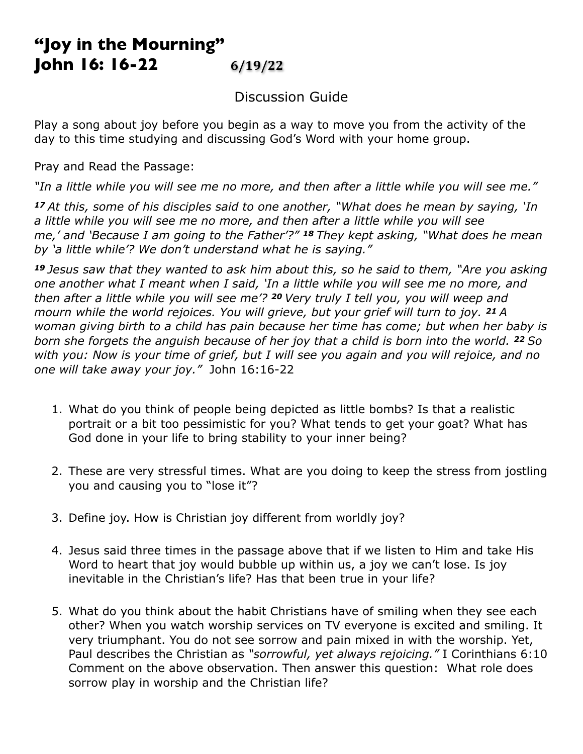# "Joy in the Mourning"
# John 16: 16-22 6/19/22

Discussion Guide

Play a song about joy before you begin as a way to move you from the activity of the day to this time studying and discussing God's Word with your home group.

Pray and Read the Passage:

*"In a little while you will see me no more, and then after a little while you will see me."*

*17 At this, some of his disciples said to one another, "What does he mean by saying, 'In a little while you will see me no more, and then after a little while you will see me,' and 'Because I am going to the Father'?" 18 They kept asking, "What does he mean by 'a little while'? We don't understand what he is saying."*

*19 Jesus saw that they wanted to ask him about this, so he said to them, "Are you asking one another what I meant when I said, 'In a little while you will see me no more, and then after a little while you will see me'? 20 Very truly I tell you, you will weep and mourn while the world rejoices. You will grieve, but your grief will turn to joy. 21 A woman giving birth to a child has pain because her time has come; but when her baby is born she forgets the anguish because of her joy that a child is born into the world. 22 So with you: Now is your time of grief, but I will see you again and you will rejoice, and no one will take away your joy."* John 16:16-22

1. What do you think of people being depicted as little bombs? Is that a realistic portrait or a bit too pessimistic for you? What tends to get your goat? What has God done in your life to bring stability to your inner being?

2. These are very stressful times. What are you doing to keep the stress from jostling you and causing you to "lose it"?

3. Define joy. How is Christian joy different from worldly joy?

4. Jesus said three times in the passage above that if we listen to Him and take His Word to heart that joy would bubble up within us, a joy we can't lose. Is joy inevitable in the Christian's life? Has that been true in your life?

5. What do you think about the habit Christians have of smiling when they see each other? When you watch worship services on TV everyone is excited and smiling. It very triumphant. You do not see sorrow and pain mixed in with the worship. Yet, Paul describes the Christian as *"sorrowful, yet always rejoicing."* I Corinthians 6:10 Comment on the above observation. Then answer this question: What role does sorrow play in worship and the Christian life?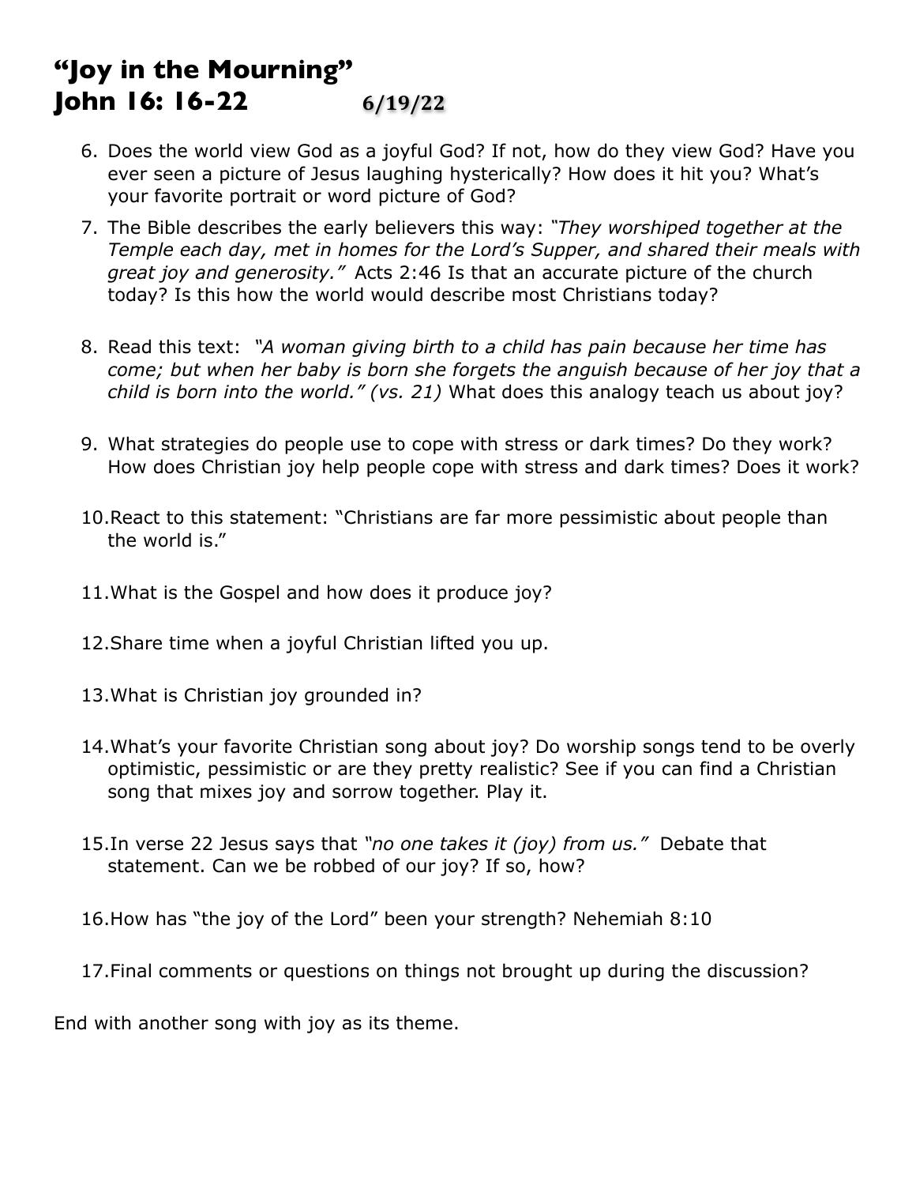# "Joy in the Mourning"
# John 16: 16-22 **6/19/22**

6. Does the world view God as a joyful God? If not, how do they view God? Have you ever seen a picture of Jesus laughing hysterically? How does it hit you? What's your favorite portrait or word picture of God?
7. The Bible describes the early believers this way: *"They worshiped together at the Temple each day, met in homes for the Lord's Supper, and shared their meals with great joy and generosity."* Acts 2:46 Is that an accurate picture of the church today? Is this how the world would describe most Christians today?
8. Read this text: *"A woman giving birth to a child has pain because her time has come; but when her baby is born she forgets the anguish because of her joy that a child is born into the world." (vs. 21)* What does this analogy teach us about joy?
9. What strategies do people use to cope with stress or dark times? Do they work? How does Christian joy help people cope with stress and dark times? Does it work?
10. React to this statement: "Christians are far more pessimistic about people than the world is."
11. What is the Gospel and how does it produce joy?
12. Share time when a joyful Christian lifted you up.
13. What is Christian joy grounded in?
14. What's your favorite Christian song about joy? Do worship songs tend to be overly optimistic, pessimistic or are they pretty realistic? See if you can find a Christian song that mixes joy and sorrow together. Play it.
15. In verse 22 Jesus says that *"no one takes it (joy) from us."* Debate that statement. Can we be robbed of our joy? If so, how?
16. How has "the joy of the Lord" been your strength? Nehemiah 8:10
17. Final comments or questions on things not brought up during the discussion?

End with another song with joy as its theme.